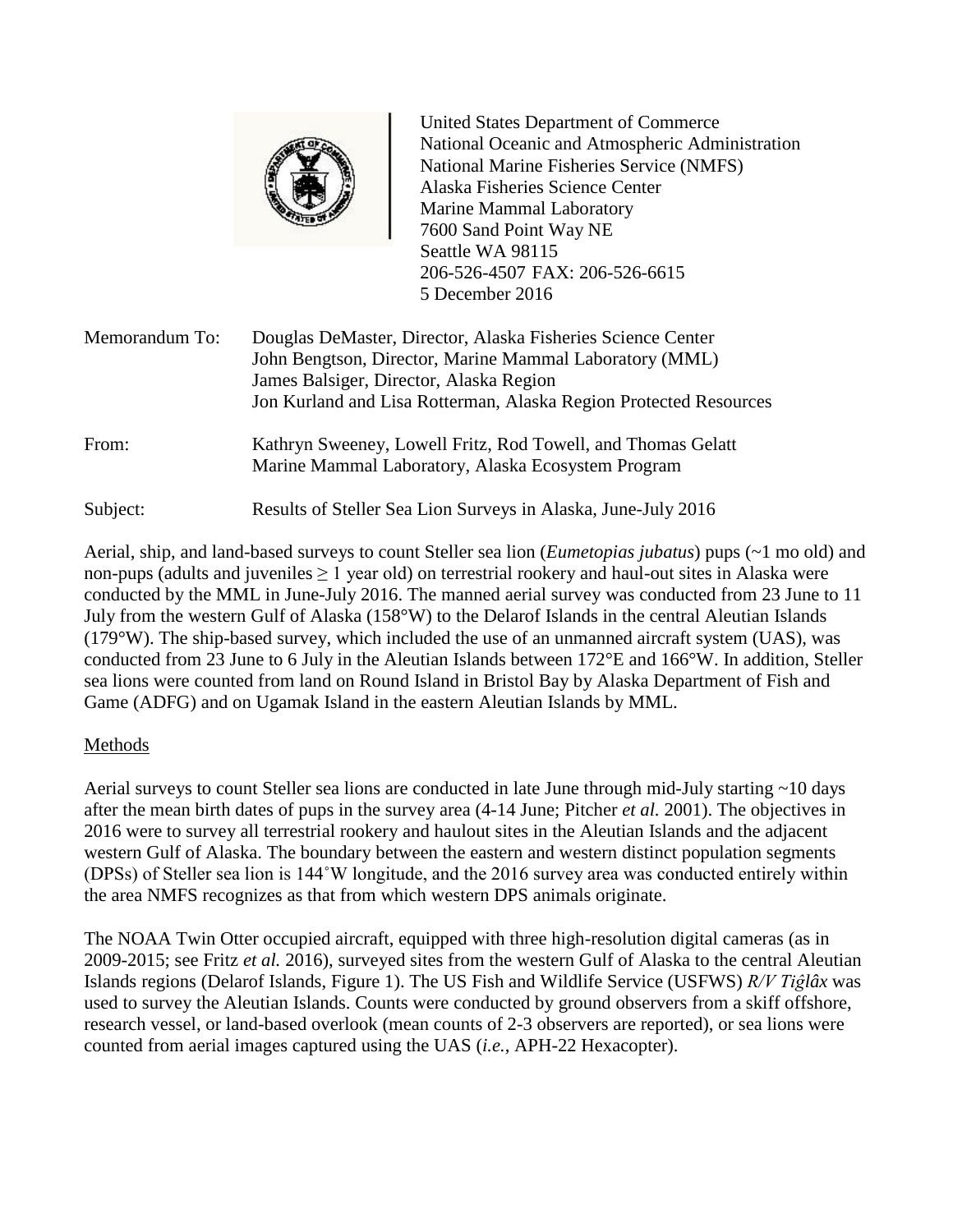United States Department of Commerce
National Oceanic and Atmospheric Administration
National Marine Fisheries Service (NMFS)
Alaska Fisheries Science Center
Marine Mammal Laboratory
7600 Sand Point Way NE
Seattle WA 98115
206-526-4507 FAX: 206-526-6615
5 December 2016

Memorandum To: Douglas DeMaster, Director, Alaska Fisheries Science Center
John Bengtson, Director, Marine Mammal Laboratory (MML)
James Balsiger, Director, Alaska Region
Jon Kurland and Lisa Rotterman, Alaska Region Protected Resources

From: Kathryn Sweeney, Lowell Fritz, Rod Towell, and Thomas Gelatt
Marine Mammal Laboratory, Alaska Ecosystem Program

Subject: Results of Steller Sea Lion Surveys in Alaska, June-July 2016

Aerial, ship, and land-based surveys to count Steller sea lion (*Eumetopias jubatus*) pups (~1 mo old) and non-pups (adults and juveniles ≥ 1 year old) on terrestrial rookery and haul-out sites in Alaska were conducted by the MML in June-July 2016. The manned aerial survey was conducted from 23 June to 11 July from the western Gulf of Alaska (158°W) to the Delarof Islands in the central Aleutian Islands (179°W). The ship-based survey, which included the use of an unmanned aircraft system (UAS), was conducted from 23 June to 6 July in the Aleutian Islands between 172°E and 166°W. In addition, Steller sea lions were counted from land on Round Island in Bristol Bay by Alaska Department of Fish and Game (ADFG) and on Ugamak Island in the eastern Aleutian Islands by MML.

## Methods

Aerial surveys to count Steller sea lions are conducted in late June through mid-July starting ~10 days after the mean birth dates of pups in the survey area (4-14 June; Pitcher *et al.* 2001). The objectives in 2016 were to survey all terrestrial rookery and haulout sites in the Aleutian Islands and the adjacent western Gulf of Alaska. The boundary between the eastern and western distinct population segments (DPSs) of Steller sea lion is 144˚W longitude, and the 2016 survey area was conducted entirely within the area NMFS recognizes as that from which western DPS animals originate.

The NOAA Twin Otter occupied aircraft, equipped with three high-resolution digital cameras (as in 2009-2015; see Fritz *et al.* 2016), surveyed sites from the western Gulf of Alaska to the central Aleutian Islands regions (Delarof Islands, Figure 1). The US Fish and Wildlife Service (USFWS) *R/V Tiĝlâx* was used to survey the Aleutian Islands. Counts were conducted by ground observers from a skiff offshore, research vessel, or land-based overlook (mean counts of 2-3 observers are reported), or sea lions were counted from aerial images captured using the UAS (*i.e.*, APH-22 Hexacopter).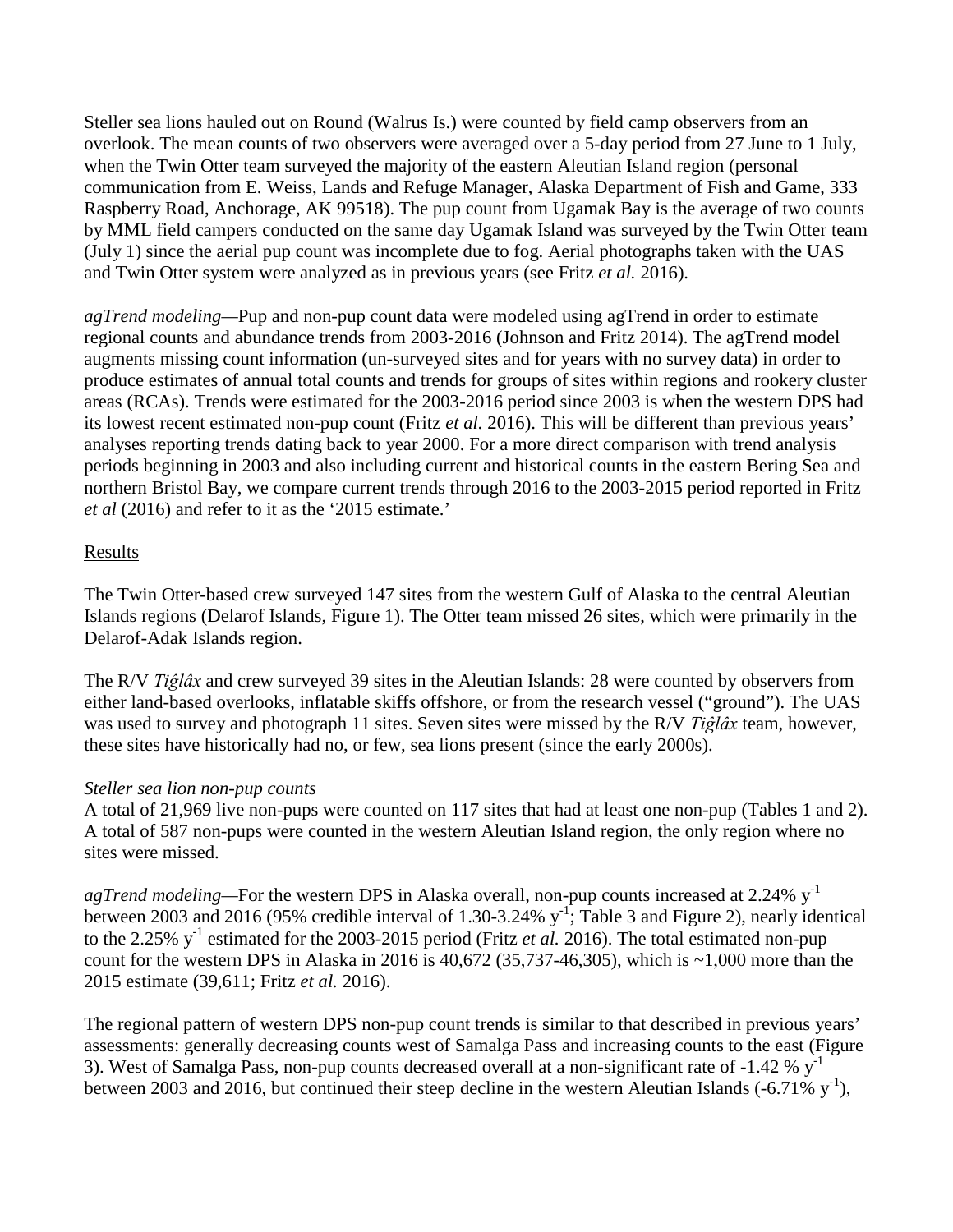Steller sea lions hauled out on Round (Walrus Is.) were counted by field camp observers from an overlook. The mean counts of two observers were averaged over a 5-day period from 27 June to 1 July, when the Twin Otter team surveyed the majority of the eastern Aleutian Island region (personal communication from E. Weiss, Lands and Refuge Manager, Alaska Department of Fish and Game, 333 Raspberry Road, Anchorage, AK 99518). The pup count from Ugamak Bay is the average of two counts by MML field campers conducted on the same day Ugamak Island was surveyed by the Twin Otter team (July 1) since the aerial pup count was incomplete due to fog. Aerial photographs taken with the UAS and Twin Otter system were analyzed as in previous years (see Fritz *et al.* 2016).

*agTrend modeling*—Pup and non-pup count data were modeled using agTrend in order to estimate regional counts and abundance trends from 2003-2016 (Johnson and Fritz 2014). The agTrend model augments missing count information (un-surveyed sites and for years with no survey data) in order to produce estimates of annual total counts and trends for groups of sites within regions and rookery cluster areas (RCAs). Trends were estimated for the 2003-2016 period since 2003 is when the western DPS had its lowest recent estimated non-pup count (Fritz *et al.* 2016). This will be different than previous years' analyses reporting trends dating back to year 2000. For a more direct comparison with trend analysis periods beginning in 2003 and also including current and historical counts in the eastern Bering Sea and northern Bristol Bay, we compare current trends through 2016 to the 2003-2015 period reported in Fritz *et al* (2016) and refer to it as the '2015 estimate.'

## Results

The Twin Otter-based crew surveyed 147 sites from the western Gulf of Alaska to the central Aleutian Islands regions (Delarof Islands, Figure 1). The Otter team missed 26 sites, which were primarily in the Delarof-Adak Islands region.

The R/V *Tiĝlâx* and crew surveyed 39 sites in the Aleutian Islands: 28 were counted by observers from either land-based overlooks, inflatable skiffs offshore, or from the research vessel ("ground"). The UAS was used to survey and photograph 11 sites. Seven sites were missed by the R/V *Tiĝlâx* team, however, these sites have historically had no, or few, sea lions present (since the early 2000s).

### *Steller sea lion non-pup counts*

A total of 21,969 live non-pups were counted on 117 sites that had at least one non-pup (Tables 1 and 2). A total of 587 non-pups were counted in the western Aleutian Island region, the only region where no sites were missed.

*agTrend modeling*—For the western DPS in Alaska overall, non-pup counts increased at 2.24% $y^{-1}$ between 2003 and 2016 (95% credible interval of 1.30-3.24% $y^{-1}$; Table 3 and Figure 2), nearly identical to the 2.25% $y^{-1}$ estimated for the 2003-2015 period (Fritz *et al.* 2016). The total estimated non-pup count for the western DPS in Alaska in 2016 is 40,672 (35,737-46,305), which is ~1,000 more than the 2015 estimate (39,611; Fritz *et al.* 2016).

The regional pattern of western DPS non-pup count trends is similar to that described in previous years' assessments: generally decreasing counts west of Samalga Pass and increasing counts to the east (Figure 3). West of Samalga Pass, non-pup counts decreased overall at a non-significant rate of -1.42 % $y^{-1}$ between 2003 and 2016, but continued their steep decline in the western Aleutian Islands (-6.71% $y^{-1}$),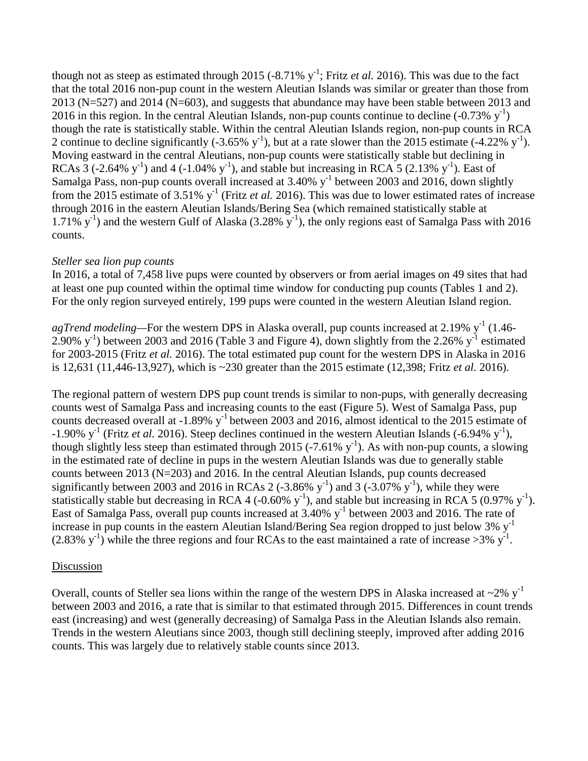though not as steep as estimated through 2015 (-8.71% $y^{-1}$; Fritz *et al.* 2016). This was due to the fact that the total 2016 non-pup count in the western Aleutian Islands was similar or greater than those from 2013 (N=527) and 2014 (N=603), and suggests that abundance may have been stable between 2013 and 2016 in this region. In the central Aleutian Islands, non-pup counts continue to decline (-0.73% $y^{-1}$) though the rate is statistically stable. Within the central Aleutian Islands region, non-pup counts in RCA 2 continue to decline significantly (-3.65% $y^{-1}$), but at a rate slower than the 2015 estimate (-4.22% $y^{-1}$). Moving eastward in the central Aleutians, non-pup counts were statistically stable but declining in RCAs 3 (-2.64% $y^{-1}$) and 4 (-1.04% $y^{-1}$), and stable but increasing in RCA 5 (2.13% $y^{-1}$). East of Samalga Pass, non-pup counts overall increased at 3.40% $y^{-1}$ between 2003 and 2016, down slightly from the 2015 estimate of 3.51% $y^{-1}$ (Fritz *et al.* 2016). This was due to lower estimated rates of increase through 2016 in the eastern Aleutian Islands/Bering Sea (which remained statistically stable at 1.71% $y^{-1}$) and the western Gulf of Alaska (3.28% $y^{-1}$), the only regions east of Samalga Pass with 2016 counts.

*Steller sea lion pup counts*

In 2016, a total of 7,458 live pups were counted by observers or from aerial images on 49 sites that had at least one pup counted within the optimal time window for conducting pup counts (Tables 1 and 2). For the only region surveyed entirely, 199 pups were counted in the western Aleutian Island region.

*agTrend modeling*—For the western DPS in Alaska overall, pup counts increased at 2.19% $y^{-1}$ (1.46-2.90% $y^{-1}$) between 2003 and 2016 (Table 3 and Figure 4), down slightly from the 2.26% $y^{-1}$ estimated for 2003-2015 (Fritz *et al.* 2016). The total estimated pup count for the western DPS in Alaska in 2016 is 12,631 (11,446-13,927), which is ~230 greater than the 2015 estimate (12,398; Fritz *et al.* 2016).

The regional pattern of western DPS pup count trends is similar to non-pups, with generally decreasing counts west of Samalga Pass and increasing counts to the east (Figure 5). West of Samalga Pass, pup counts decreased overall at -1.89% $y^{-1}$ between 2003 and 2016, almost identical to the 2015 estimate of -1.90% $y^{-1}$ (Fritz *et al.* 2016). Steep declines continued in the western Aleutian Islands (-6.94% $y^{-1}$), though slightly less steep than estimated through 2015 (-7.61% $y^{-1}$). As with non-pup counts, a slowing in the estimated rate of decline in pups in the western Aleutian Islands was due to generally stable counts between 2013 (N=203) and 2016. In the central Aleutian Islands, pup counts decreased significantly between 2003 and 2016 in RCAs 2 (-3.86% $y^{-1}$) and 3 (-3.07% $y^{-1}$), while they were statistically stable but decreasing in RCA 4 (-0.60% $y^{-1}$), and stable but increasing in RCA 5 (0.97% $y^{-1}$). East of Samalga Pass, overall pup counts increased at 3.40% $y^{-1}$ between 2003 and 2016. The rate of increase in pup counts in the eastern Aleutian Island/Bering Sea region dropped to just below 3% $y^{-1}$ (2.83% $y^{-1}$) while the three regions and four RCAs to the east maintained a rate of increase >3% $y^{-1}$.

## Discussion

Overall, counts of Steller sea lions within the range of the western DPS in Alaska increased at ~2% $y^{-1}$ between 2003 and 2016, a rate that is similar to that estimated through 2015. Differences in count trends east (increasing) and west (generally decreasing) of Samalga Pass in the Aleutian Islands also remain. Trends in the western Aleutians since 2003, though still declining steeply, improved after adding 2016 counts. This was largely due to relatively stable counts since 2013.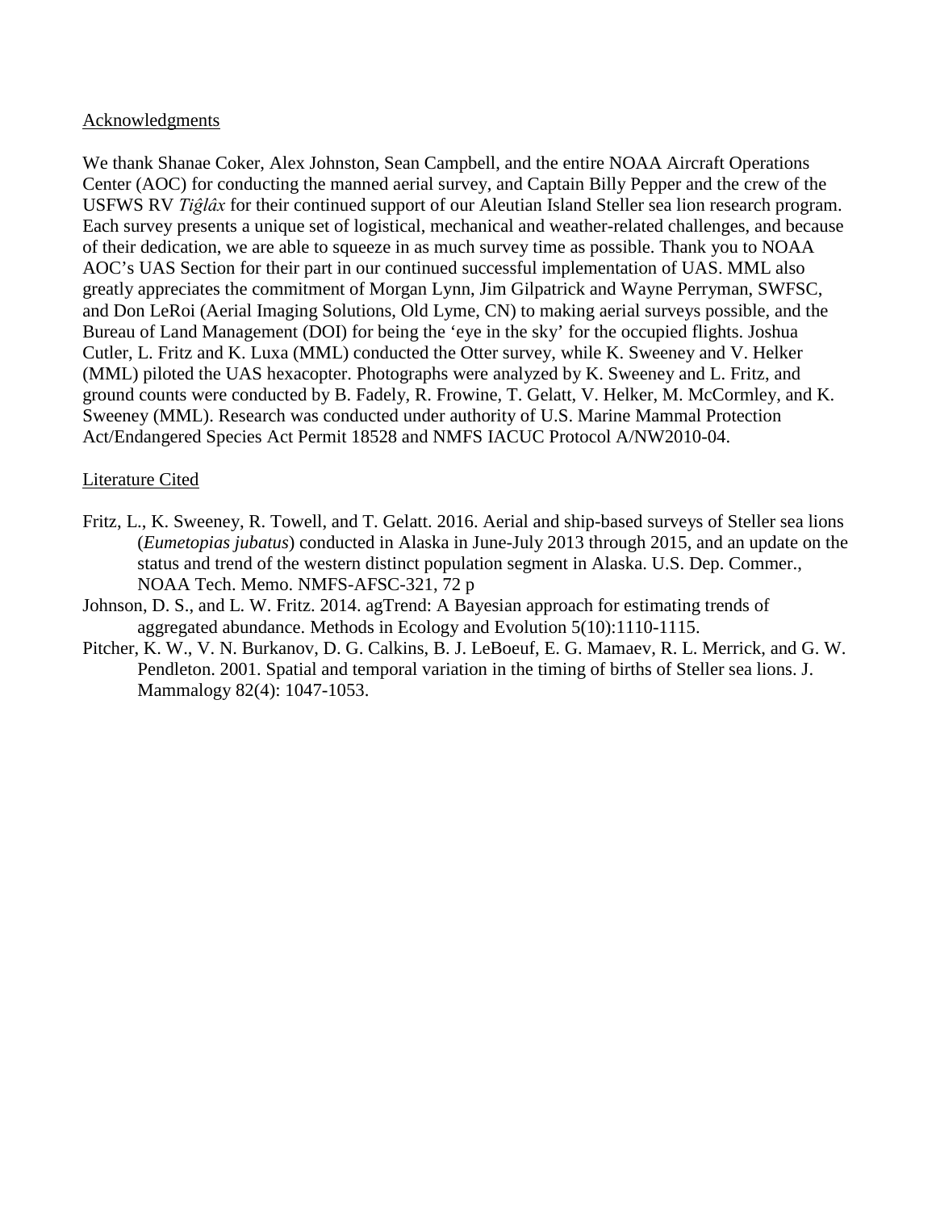## Acknowledgments

We thank Shanae Coker, Alex Johnston, Sean Campbell, and the entire NOAA Aircraft Operations Center (AOC) for conducting the manned aerial survey, and Captain Billy Pepper and the crew of the USFWS RV *Tiĝlâx* for their continued support of our Aleutian Island Steller sea lion research program. Each survey presents a unique set of logistical, mechanical and weather-related challenges, and because of their dedication, we are able to squeeze in as much survey time as possible. Thank you to NOAA AOC's UAS Section for their part in our continued successful implementation of UAS. MML also greatly appreciates the commitment of Morgan Lynn, Jim Gilpatrick and Wayne Perryman, SWFSC, and Don LeRoi (Aerial Imaging Solutions, Old Lyme, CN) to making aerial surveys possible, and the Bureau of Land Management (DOI) for being the 'eye in the sky' for the occupied flights. Joshua Cutler, L. Fritz and K. Luxa (MML) conducted the Otter survey, while K. Sweeney and V. Helker (MML) piloted the UAS hexacopter. Photographs were analyzed by K. Sweeney and L. Fritz, and ground counts were conducted by B. Fadely, R. Frowine, T. Gelatt, V. Helker, M. McCormley, and K. Sweeney (MML). Research was conducted under authority of U.S. Marine Mammal Protection Act/Endangered Species Act Permit 18528 and NMFS IACUC Protocol A/NW2010-04.

## Literature Cited

Fritz, L., K. Sweeney, R. Towell, and T. Gelatt. 2016. Aerial and ship-based surveys of Steller sea lions (*Eumetopias jubatus*) conducted in Alaska in June-July 2013 through 2015, and an update on the status and trend of the western distinct population segment in Alaska. U.S. Dep. Commer., NOAA Tech. Memo. NMFS-AFSC-321, 72 p

Johnson, D. S., and L. W. Fritz. 2014. agTrend: A Bayesian approach for estimating trends of aggregated abundance. Methods in Ecology and Evolution 5(10):1110-1115.

Pitcher, K. W., V. N. Burkanov, D. G. Calkins, B. J. LeBoeuf, E. G. Mamaev, R. L. Merrick, and G. W. Pendleton. 2001. Spatial and temporal variation in the timing of births of Steller sea lions. J. Mammalogy 82(4): 1047-1053.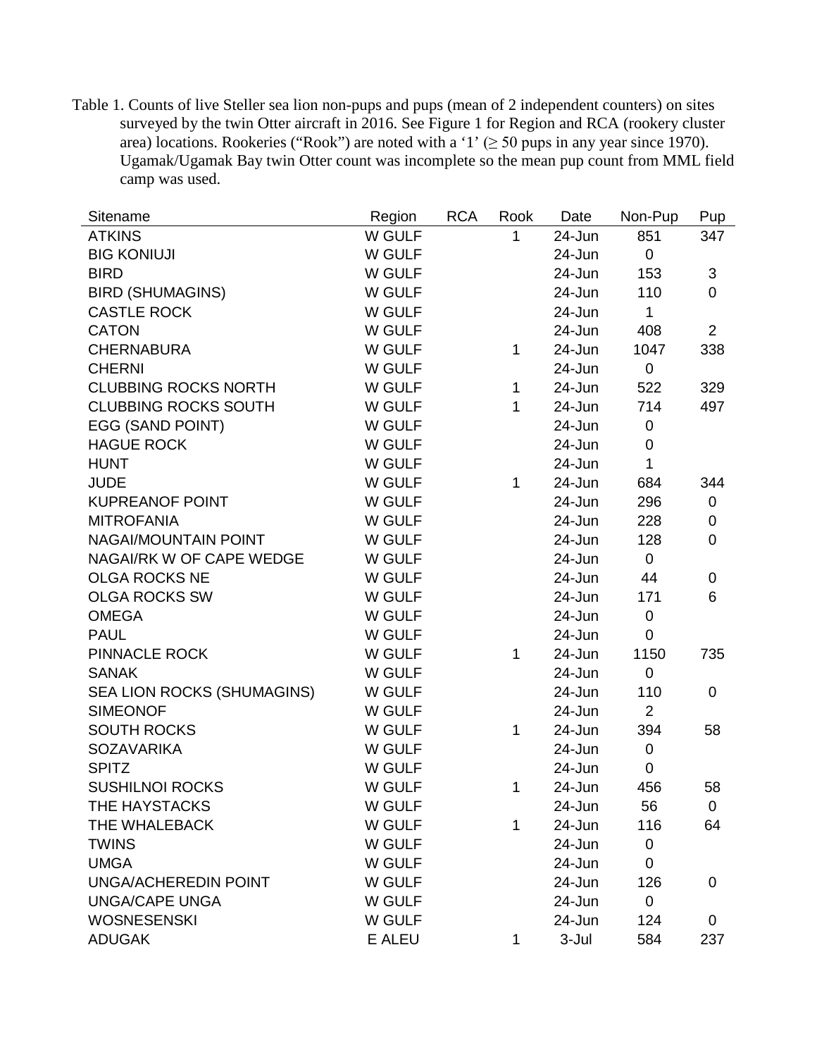Table 1. Counts of live Steller sea lion non-pups and pups (mean of 2 independent counters) on sites surveyed by the twin Otter aircraft in 2016. See Figure 1 for Region and RCA (rookery cluster area) locations. Rookeries (“Rook”) are noted with a ‘1’ (≥ 50 pups in any year since 1970). Ugamak/Ugamak Bay twin Otter count was incomplete so the mean pup count from MML field camp was used.

| Sitename | Region | RCA | Rook | Date | Non-Pup | Pup |
|---|---|---|---|---|---|---|
| ATKINS | W GULF | | 1 | 24-Jun | 851 | 347 |
| BIG KONIUJI | W GULF | | | 24-Jun | 0 | |
| BIRD | W GULF | | | 24-Jun | 153 | 3 |
| BIRD (SHUMAGINS) | W GULF | | | 24-Jun | 110 | 0 |
| CASTLE ROCK | W GULF | | | 24-Jun | 1 | |
| CATON | W GULF | | | 24-Jun | 408 | 2 |
| CHERNABURA | W GULF | | 1 | 24-Jun | 1047 | 338 |
| CHERNI | W GULF | | | 24-Jun | 0 | |
| CLUBBING ROCKS NORTH | W GULF | | 1 | 24-Jun | 522 | 329 |
| CLUBBING ROCKS SOUTH | W GULF | | 1 | 24-Jun | 714 | 497 |
| EGG (SAND POINT) | W GULF | | | 24-Jun | 0 | |
| HAGUE ROCK | W GULF | | | 24-Jun | 0 | |
| HUNT | W GULF | | | 24-Jun | 1 | |
| JUDE | W GULF | | 1 | 24-Jun | 684 | 344 |
| KUPREANOF POINT | W GULF | | | 24-Jun | 296 | 0 |
| MITROFANIA | W GULF | | | 24-Jun | 228 | 0 |
| NAGAI/MOUNTAIN POINT | W GULF | | | 24-Jun | 128 | 0 |
| NAGAI/RK W OF CAPE WEDGE | W GULF | | | 24-Jun | 0 | |
| OLGA ROCKS NE | W GULF | | | 24-Jun | 44 | 0 |
| OLGA ROCKS SW | W GULF | | | 24-Jun | 171 | 6 |
| OMEGA | W GULF | | | 24-Jun | 0 | |
| PAUL | W GULF | | | 24-Jun | 0 | |
| PINNACLE ROCK | W GULF | | 1 | 24-Jun | 1150 | 735 |
| SANAK | W GULF | | | 24-Jun | 0 | |
| SEA LION ROCKS (SHUMAGINS) | W GULF | | | 24-Jun | 110 | 0 |
| SIMEONOF | W GULF | | | 24-Jun | 2 | |
| SOUTH ROCKS | W GULF | | 1 | 24-Jun | 394 | 58 |
| SOZAVARIKA | W GULF | | | 24-Jun | 0 | |
| SPITZ | W GULF | | | 24-Jun | 0 | |
| SUSHILNOI ROCKS | W GULF | | 1 | 24-Jun | 456 | 58 |
| THE HAYSTACKS | W GULF | | | 24-Jun | 56 | 0 |
| THE WHALEBACK | W GULF | | 1 | 24-Jun | 116 | 64 |
| TWINS | W GULF | | | 24-Jun | 0 | |
| UMGA | W GULF | | | 24-Jun | 0 | |
| UNGA/ACHEREDIN POINT | W GULF | | | 24-Jun | 126 | 0 |
| UNGA/CAPE UNGA | W GULF | | | 24-Jun | 0 | |
| WOSNESENSKI | W GULF | | | 24-Jun | 124 | 0 |
| ADUGAK | E ALEU | | 1 | 3-Jul | 584 | 237 |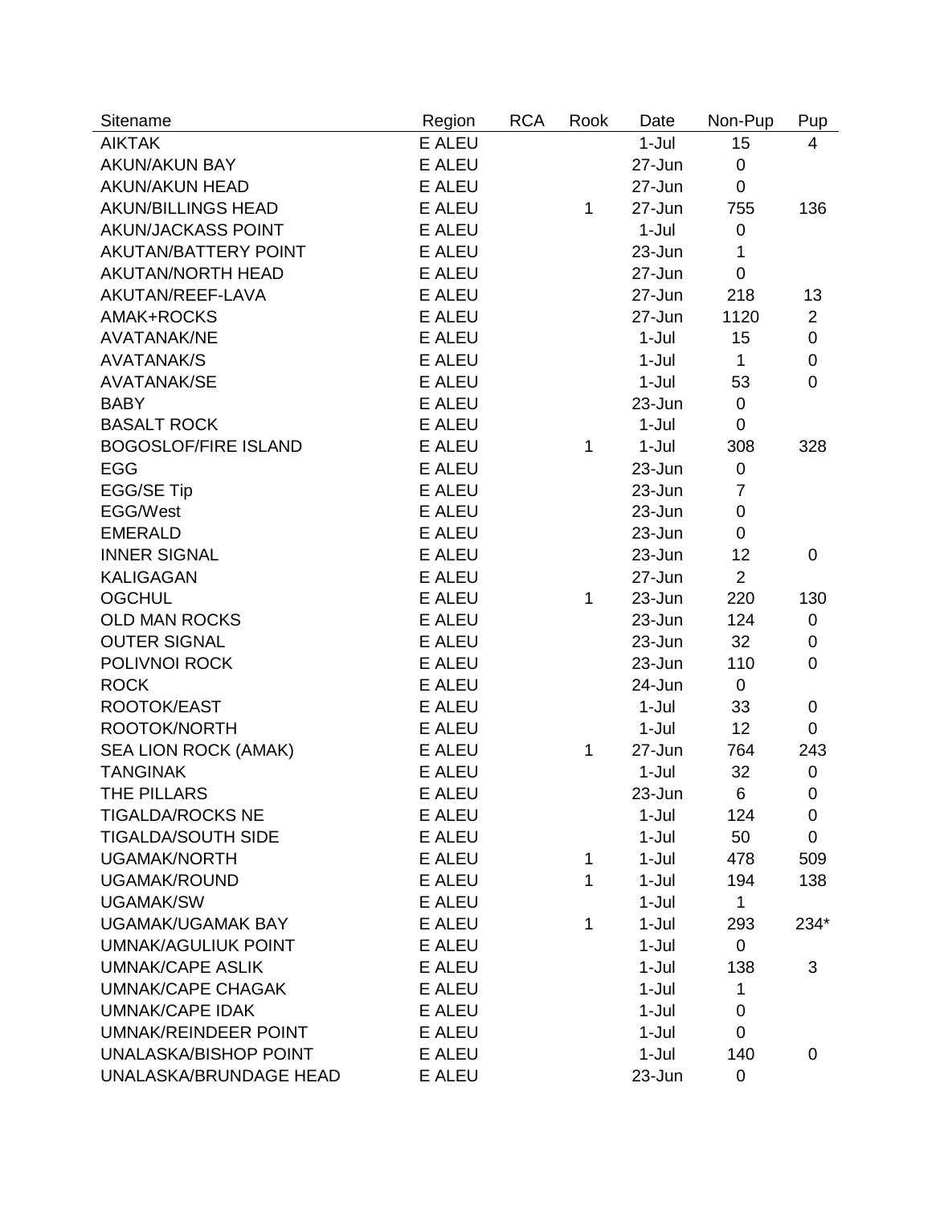| Sitename | Region | RCA | Rook | Date | Non-Pup | Pup |
|---|---|---|---|---|---|---|
| AIKTAK | E ALEU | | | 1-Jul | 15 | 4 |
| AKUN/AKUN BAY | E ALEU | | | 27-Jun | 0 | |
| AKUN/AKUN HEAD | E ALEU | | | 27-Jun | 0 | |
| AKUN/BILLINGS HEAD | E ALEU | | 1 | 27-Jun | 755 | 136 |
| AKUN/JACKASS POINT | E ALEU | | | 1-Jul | 0 | |
| AKUTAN/BATTERY POINT | E ALEU | | | 23-Jun | 1 | |
| AKUTAN/NORTH HEAD | E ALEU | | | 27-Jun | 0 | |
| AKUTAN/REEF-LAVA | E ALEU | | | 27-Jun | 218 | 13 |
| AMAK+ROCKS | E ALEU | | | 27-Jun | 1120 | 2 |
| AVATANAK/NE | E ALEU | | | 1-Jul | 15 | 0 |
| AVATANAK/S | E ALEU | | | 1-Jul | 1 | 0 |
| AVATANAK/SE | E ALEU | | | 1-Jul | 53 | 0 |
| BABY | E ALEU | | | 23-Jun | 0 | |
| BASALT ROCK | E ALEU | | | 1-Jul | 0 | |
| BOGOSLOF/FIRE ISLAND | E ALEU | | 1 | 1-Jul | 308 | 328 |
| EGG | E ALEU | | | 23-Jun | 0 | |
| EGG/SE Tip | E ALEU | | | 23-Jun | 7 | |
| EGG/West | E ALEU | | | 23-Jun | 0 | |
| EMERALD | E ALEU | | | 23-Jun | 0 | |
| INNER SIGNAL | E ALEU | | | 23-Jun | 12 | 0 |
| KALIGAGAN | E ALEU | | | 27-Jun | 2 | |
| OGCHUL | E ALEU | | 1 | 23-Jun | 220 | 130 |
| OLD MAN ROCKS | E ALEU | | | 23-Jun | 124 | 0 |
| OUTER SIGNAL | E ALEU | | | 23-Jun | 32 | 0 |
| POLIVNOI ROCK | E ALEU | | | 23-Jun | 110 | 0 |
| ROCK | E ALEU | | | 24-Jun | 0 | |
| ROOTOK/EAST | E ALEU | | | 1-Jul | 33 | 0 |
| ROOTOK/NORTH | E ALEU | | | 1-Jul | 12 | 0 |
| SEA LION ROCK (AMAK) | E ALEU | | 1 | 27-Jun | 764 | 243 |
| TANGINAK | E ALEU | | | 1-Jul | 32 | 0 |
| THE PILLARS | E ALEU | | | 23-Jun | 6 | 0 |
| TIGALDA/ROCKS NE | E ALEU | | | 1-Jul | 124 | 0 |
| TIGALDA/SOUTH SIDE | E ALEU | | | 1-Jul | 50 | 0 |
| UGAMAK/NORTH | E ALEU | | 1 | 1-Jul | 478 | 509 |
| UGAMAK/ROUND | E ALEU | | 1 | 1-Jul | 194 | 138 |
| UGAMAK/SW | E ALEU | | | 1-Jul | 1 | |
| UGAMAK/UGAMAK BAY | E ALEU | | 1 | 1-Jul | 293 | 234* |
| UMNAK/AGULIUK POINT | E ALEU | | | 1-Jul | 0 | |
| UMNAK/CAPE ASLIK | E ALEU | | | 1-Jul | 138 | 3 |
| UMNAK/CAPE CHAGAK | E ALEU | | | 1-Jul | 1 | |
| UMNAK/CAPE IDAK | E ALEU | | | 1-Jul | 0 | |
| UMNAK/REINDEER POINT | E ALEU | | | 1-Jul | 0 | |
| UNALASKA/BISHOP POINT | E ALEU | | | 1-Jul | 140 | 0 |
| UNALASKA/BRUNDAGE HEAD | E ALEU | | | 23-Jun | 0 | |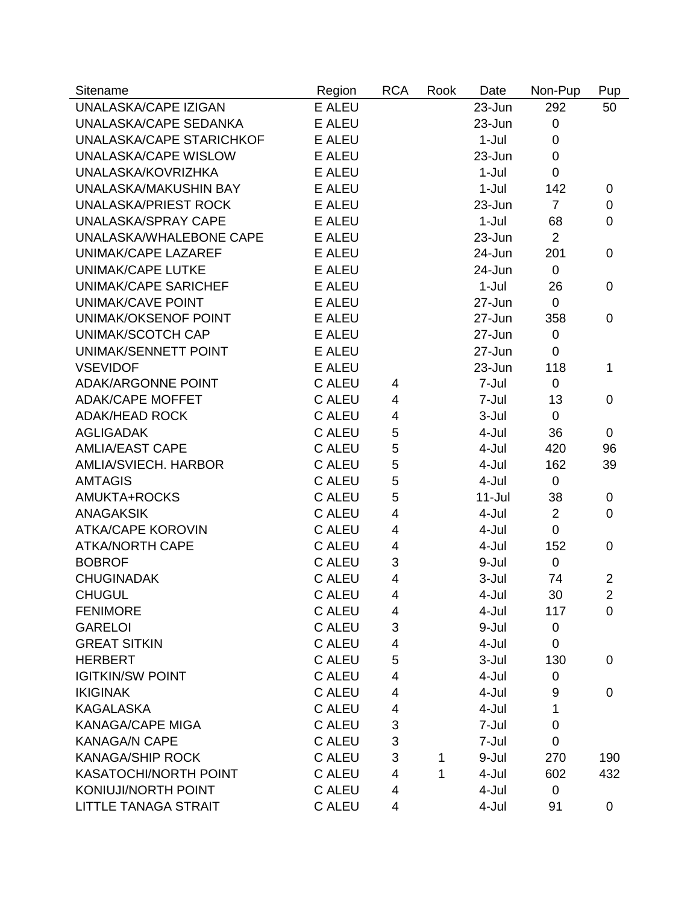| Sitename | Region | RCA | Rook | Date | Non-Pup | Pup |
|---|---|---|---|---|---|---|
| UNALASKA/CAPE IZIGAN | E ALEU | | | 23-Jun | 292 | 50 |
| UNALASKA/CAPE SEDANKA | E ALEU | | | 23-Jun | 0 | |
| UNALASKA/CAPE STARICHKOF | E ALEU | | | 1-Jul | 0 | |
| UNALASKA/CAPE WISLOW | E ALEU | | | 23-Jun | 0 | |
| UNALASKA/KOVRIZHKA | E ALEU | | | 1-Jul | 0 | |
| UNALASKA/MAKUSHIN BAY | E ALEU | | | 1-Jul | 142 | 0 |
| UNALASKA/PRIEST ROCK | E ALEU | | | 23-Jun | 7 | 0 |
| UNALASKA/SPRAY CAPE | E ALEU | | | 1-Jul | 68 | 0 |
| UNALASKA/WHALEBONE CAPE | E ALEU | | | 23-Jun | 2 | |
| UNIMAK/CAPE LAZAREF | E ALEU | | | 24-Jun | 201 | 0 |
| UNIMAK/CAPE LUTKE | E ALEU | | | 24-Jun | 0 | |
| UNIMAK/CAPE SARICHEF | E ALEU | | | 1-Jul | 26 | 0 |
| UNIMAK/CAVE POINT | E ALEU | | | 27-Jun | 0 | |
| UNIMAK/OKSENOF POINT | E ALEU | | | 27-Jun | 358 | 0 |
| UNIMAK/SCOTCH CAP | E ALEU | | | 27-Jun | 0 | |
| UNIMAK/SENNETT POINT | E ALEU | | | 27-Jun | 0 | |
| VSEVIDOF | E ALEU | | | 23-Jun | 118 | 1 |
| ADAK/ARGONNE POINT | C ALEU | 4 | | 7-Jul | 0 | |
| ADAK/CAPE MOFFET | C ALEU | 4 | | 7-Jul | 13 | 0 |
| ADAK/HEAD ROCK | C ALEU | 4 | | 3-Jul | 0 | |
| AGLIGADAK | C ALEU | 5 | | 4-Jul | 36 | 0 |
| AMLIA/EAST CAPE | C ALEU | 5 | | 4-Jul | 420 | 96 |
| AMLIA/SVIECH. HARBOR | C ALEU | 5 | | 4-Jul | 162 | 39 |
| AMTAGIS | C ALEU | 5 | | 4-Jul | 0 | |
| AMUKTA+ROCKS | C ALEU | 5 | | 11-Jul | 38 | 0 |
| ANAGAKSIK | C ALEU | 4 | | 4-Jul | 2 | 0 |
| ATKA/CAPE KOROVIN | C ALEU | 4 | | 4-Jul | 0 | |
| ATKA/NORTH CAPE | C ALEU | 4 | | 4-Jul | 152 | 0 |
| BOBROF | C ALEU | 3 | | 9-Jul | 0 | |
| CHUGINADAK | C ALEU | 4 | | 3-Jul | 74 | 2 |
| CHUGUL | C ALEU | 4 | | 4-Jul | 30 | 2 |
| FENIMORE | C ALEU | 4 | | 4-Jul | 117 | 0 |
| GARELOI | C ALEU | 3 | | 9-Jul | 0 | |
| GREAT SITKIN | C ALEU | 4 | | 4-Jul | 0 | |
| HERBERT | C ALEU | 5 | | 3-Jul | 130 | 0 |
| IGITKIN/SW POINT | C ALEU | 4 | | 4-Jul | 0 | |
| IKIGINAK | C ALEU | 4 | | 4-Jul | 9 | 0 |
| KAGALASKA | C ALEU | 4 | | 4-Jul | 1 | |
| KANAGA/CAPE MIGA | C ALEU | 3 | | 7-Jul | 0 | |
| KANAGA/N CAPE | C ALEU | 3 | | 7-Jul | 0 | |
| KANAGA/SHIP ROCK | C ALEU | 3 | 1 | 9-Jul | 270 | 190 |
| KASATOCHI/NORTH POINT | C ALEU | 4 | 1 | 4-Jul | 602 | 432 |
| KONIUJI/NORTH POINT | C ALEU | 4 | | 4-Jul | 0 | |
| LITTLE TANAGA STRAIT | C ALEU | 4 | | 4-Jul | 91 | 0 |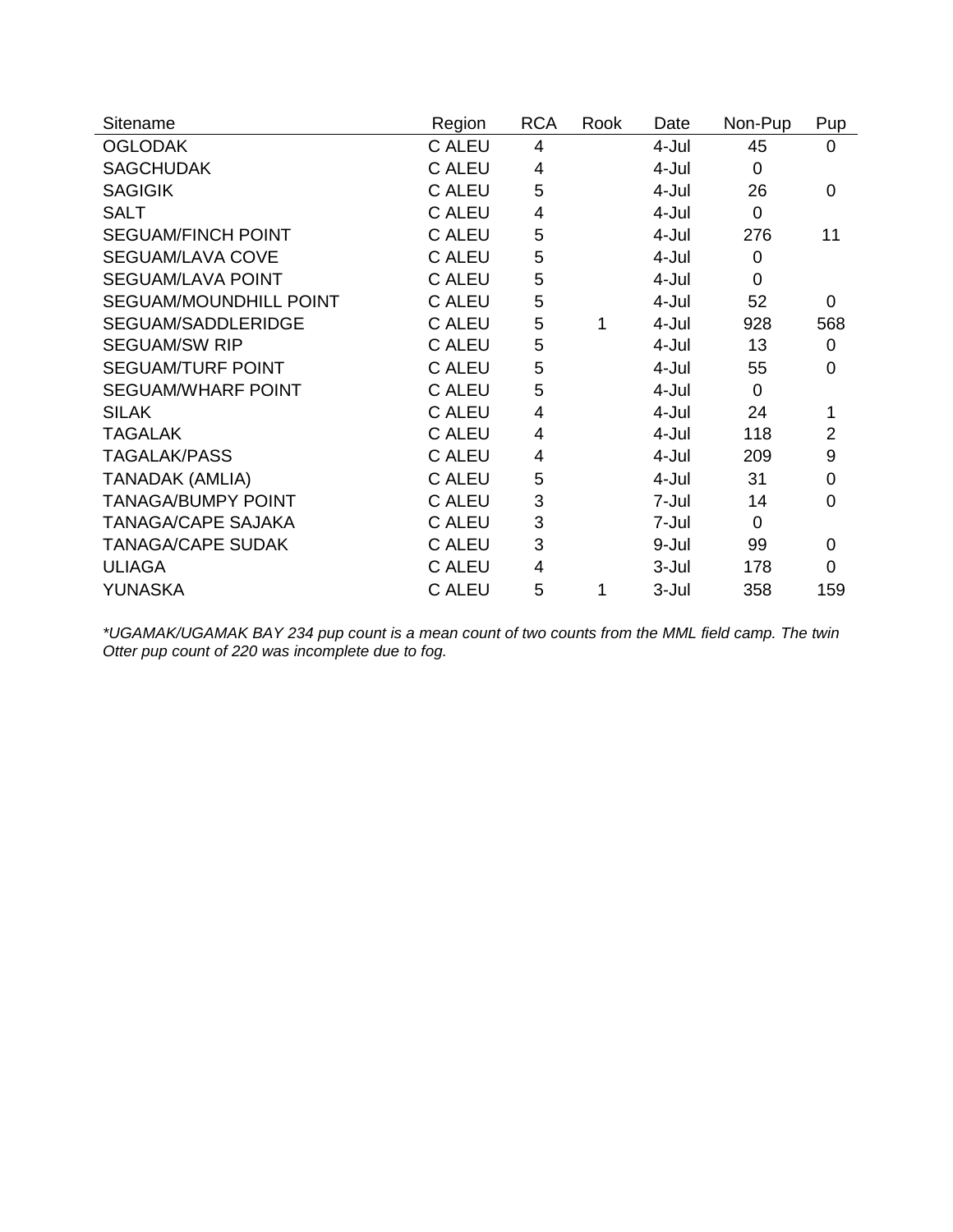| Sitename | Region | RCA | Rook | Date | Non-Pup | Pup |
| --- | --- | --- | --- | --- | --- | --- |
| OGLODAK | C ALEU | 4 | | 4-Jul | 45 | 0 |
| SAGCHUDAK | C ALEU | 4 | | 4-Jul | 0 | |
| SAGIGIK | C ALEU | 5 | | 4-Jul | 26 | 0 |
| SALT | C ALEU | 4 | | 4-Jul | 0 | |
| SEGUAM/FINCH POINT | C ALEU | 5 | | 4-Jul | 276 | 11 |
| SEGUAM/LAVA COVE | C ALEU | 5 | | 4-Jul | 0 | |
| SEGUAM/LAVA POINT | C ALEU | 5 | | 4-Jul | 0 | |
| SEGUAM/MOUNDHILL POINT | C ALEU | 5 | | 4-Jul | 52 | 0 |
| SEGUAM/SADDLERIDGE | C ALEU | 5 | 1 | 4-Jul | 928 | 568 |
| SEGUAM/SW RIP | C ALEU | 5 | | 4-Jul | 13 | 0 |
| SEGUAM/TURF POINT | C ALEU | 5 | | 4-Jul | 55 | 0 |
| SEGUAM/WHARF POINT | C ALEU | 5 | | 4-Jul | 0 | |
| SILAK | C ALEU | 4 | | 4-Jul | 24 | 1 |
| TAGALAK | C ALEU | 4 | | 4-Jul | 118 | 2 |
| TAGALAK/PASS | C ALEU | 4 | | 4-Jul | 209 | 9 |
| TANADAK (AMLIA) | C ALEU | 5 | | 4-Jul | 31 | 0 |
| TANAGA/BUMPY POINT | C ALEU | 3 | | 7-Jul | 14 | 0 |
| TANAGA/CAPE SAJAKA | C ALEU | 3 | | 7-Jul | 0 | |
| TANAGA/CAPE SUDAK | C ALEU | 3 | | 9-Jul | 99 | 0 |
| ULIAGA | C ALEU | 4 | | 3-Jul | 178 | 0 |
| YUNASKA | C ALEU | 5 | 1 | 3-Jul | 358 | 159 |

*\*UGAMAK/UGAMAK BAY 234 pup count is a mean count of two counts from the MML field camp. The twin Otter pup count of 220 was incomplete due to fog.*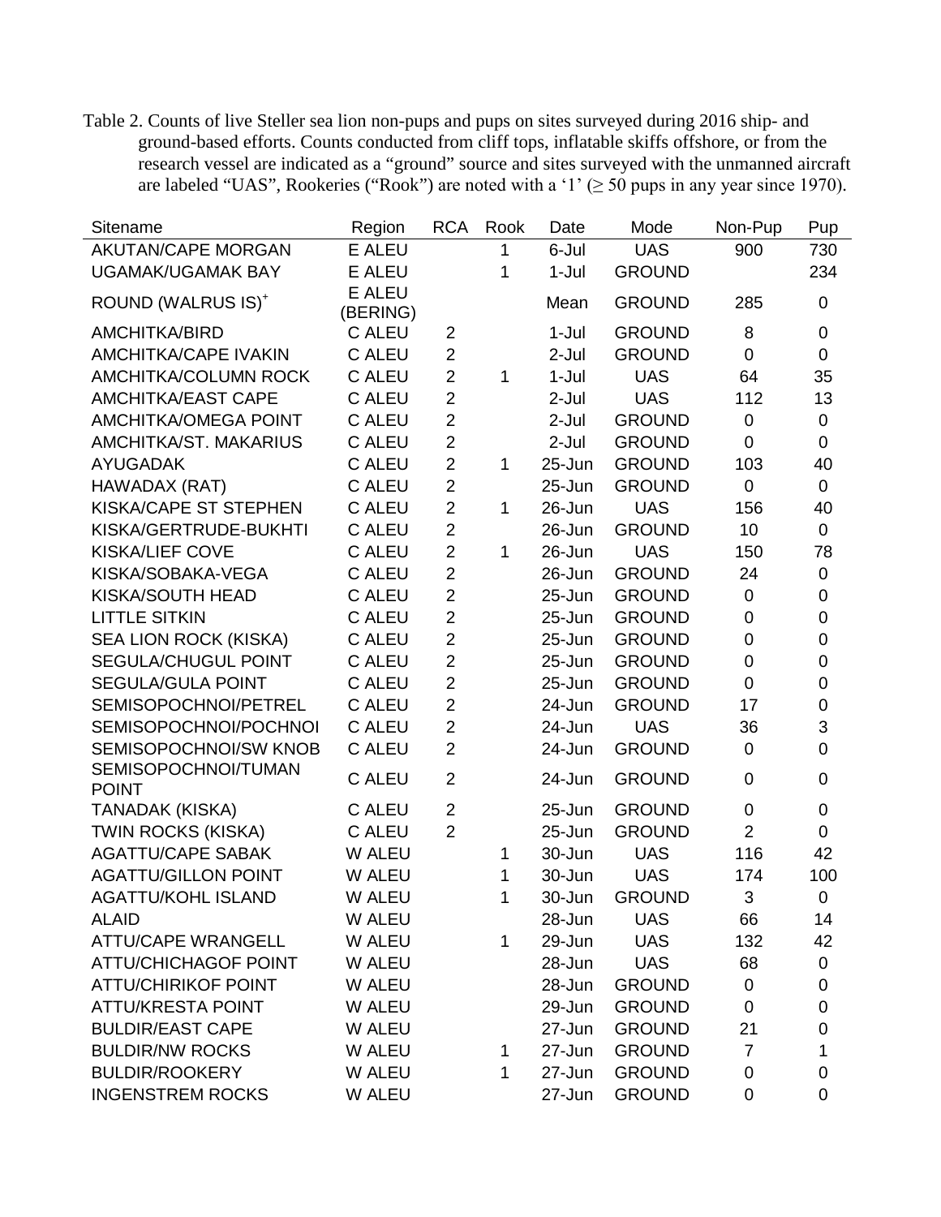Table 2. Counts of live Steller sea lion non-pups and pups on sites surveyed during 2016 ship- and ground-based efforts. Counts conducted from cliff tops, inflatable skiffs offshore, or from the research vessel are indicated as a "ground" source and sites surveyed with the unmanned aircraft are labeled "UAS", Rookeries ("Rook") are noted with a '1' (≥ 50 pups in any year since 1970).

| Sitename | Region | RCA | Rook | Date | Mode | Non-Pup | Pup |
|---|---|---|---|---|---|---|---|
| AKUTAN/CAPE MORGAN | E ALEU | | 1 | 6-Jul | UAS | 900 | 730 |
| UGAMAK/UGAMAK BAY | E ALEU | | 1 | 1-Jul | GROUND | | 234 |
| ROUND (WALRUS IS)+ | E ALEU (BERING) | | | Mean | GROUND | 285 | 0 |
| AMCHITKA/BIRD | C ALEU | 2 | | 1-Jul | GROUND | 8 | 0 |
| AMCHITKA/CAPE IVAKIN | C ALEU | 2 | | 2-Jul | GROUND | 0 | 0 |
| AMCHITKA/COLUMN ROCK | C ALEU | 2 | 1 | 1-Jul | UAS | 64 | 35 |
| AMCHITKA/EAST CAPE | C ALEU | 2 | | 2-Jul | UAS | 112 | 13 |
| AMCHITKA/OMEGA POINT | C ALEU | 2 | | 2-Jul | GROUND | 0 | 0 |
| AMCHITKA/ST. MAKARIUS | C ALEU | 2 | | 2-Jul | GROUND | 0 | 0 |
| AYUGADAK | C ALEU | 2 | 1 | 25-Jun | GROUND | 103 | 40 |
| HAWADAX (RAT) | C ALEU | 2 | | 25-Jun | GROUND | 0 | 0 |
| KISKA/CAPE ST STEPHEN | C ALEU | 2 | 1 | 26-Jun | UAS | 156 | 40 |
| KISKA/GERTRUDE-BUKHTI | C ALEU | 2 | | 26-Jun | GROUND | 10 | 0 |
| KISKA/LIEF COVE | C ALEU | 2 | 1 | 26-Jun | UAS | 150 | 78 |
| KISKA/SOBAKA-VEGA | C ALEU | 2 | | 26-Jun | GROUND | 24 | 0 |
| KISKA/SOUTH HEAD | C ALEU | 2 | | 25-Jun | GROUND | 0 | 0 |
| LITTLE SITKIN | C ALEU | 2 | | 25-Jun | GROUND | 0 | 0 |
| SEA LION ROCK (KISKA) | C ALEU | 2 | | 25-Jun | GROUND | 0 | 0 |
| SEGULA/CHUGUL POINT | C ALEU | 2 | | 25-Jun | GROUND | 0 | 0 |
| SEGULA/GULA POINT | C ALEU | 2 | | 25-Jun | GROUND | 0 | 0 |
| SEMISOPOCHNOI/PETREL | C ALEU | 2 | | 24-Jun | GROUND | 17 | 0 |
| SEMISOPOCHNOI/POCHNOI | C ALEU | 2 | | 24-Jun | UAS | 36 | 3 |
| SEMISOPOCHNOI/SW KNOB | C ALEU | 2 | | 24-Jun | GROUND | 0 | 0 |
| SEMISOPOCHNOI/TUMAN POINT | C ALEU | 2 | | 24-Jun | GROUND | 0 | 0 |
| TANADAK (KISKA) | C ALEU | 2 | | 25-Jun | GROUND | 0 | 0 |
| TWIN ROCKS (KISKA) | C ALEU | 2 | | 25-Jun | GROUND | 2 | 0 |
| AGATTU/CAPE SABAK | W ALEU | | 1 | 30-Jun | UAS | 116 | 42 |
| AGATTU/GILLON POINT | W ALEU | | 1 | 30-Jun | UAS | 174 | 100 |
| AGATTU/KOHL ISLAND | W ALEU | | 1 | 30-Jun | GROUND | 3 | 0 |
| ALAID | W ALEU | | | 28-Jun | UAS | 66 | 14 |
| ATTU/CAPE WRANGELL | W ALEU | | 1 | 29-Jun | UAS | 132 | 42 |
| ATTU/CHICHAGOF POINT | W ALEU | | | 28-Jun | UAS | 68 | 0 |
| ATTU/CHIRIKOF POINT | W ALEU | | | 28-Jun | GROUND | 0 | 0 |
| ATTU/KRESTA POINT | W ALEU | | | 29-Jun | GROUND | 0 | 0 |
| BULDIR/EAST CAPE | W ALEU | | | 27-Jun | GROUND | 21 | 0 |
| BULDIR/NW ROCKS | W ALEU | | 1 | 27-Jun | GROUND | 7 | 1 |
| BULDIR/ROOKERY | W ALEU | | 1 | 27-Jun | GROUND | 0 | 0 |
| INGENSTREM ROCKS | W ALEU | | | 27-Jun | GROUND | 0 | 0 |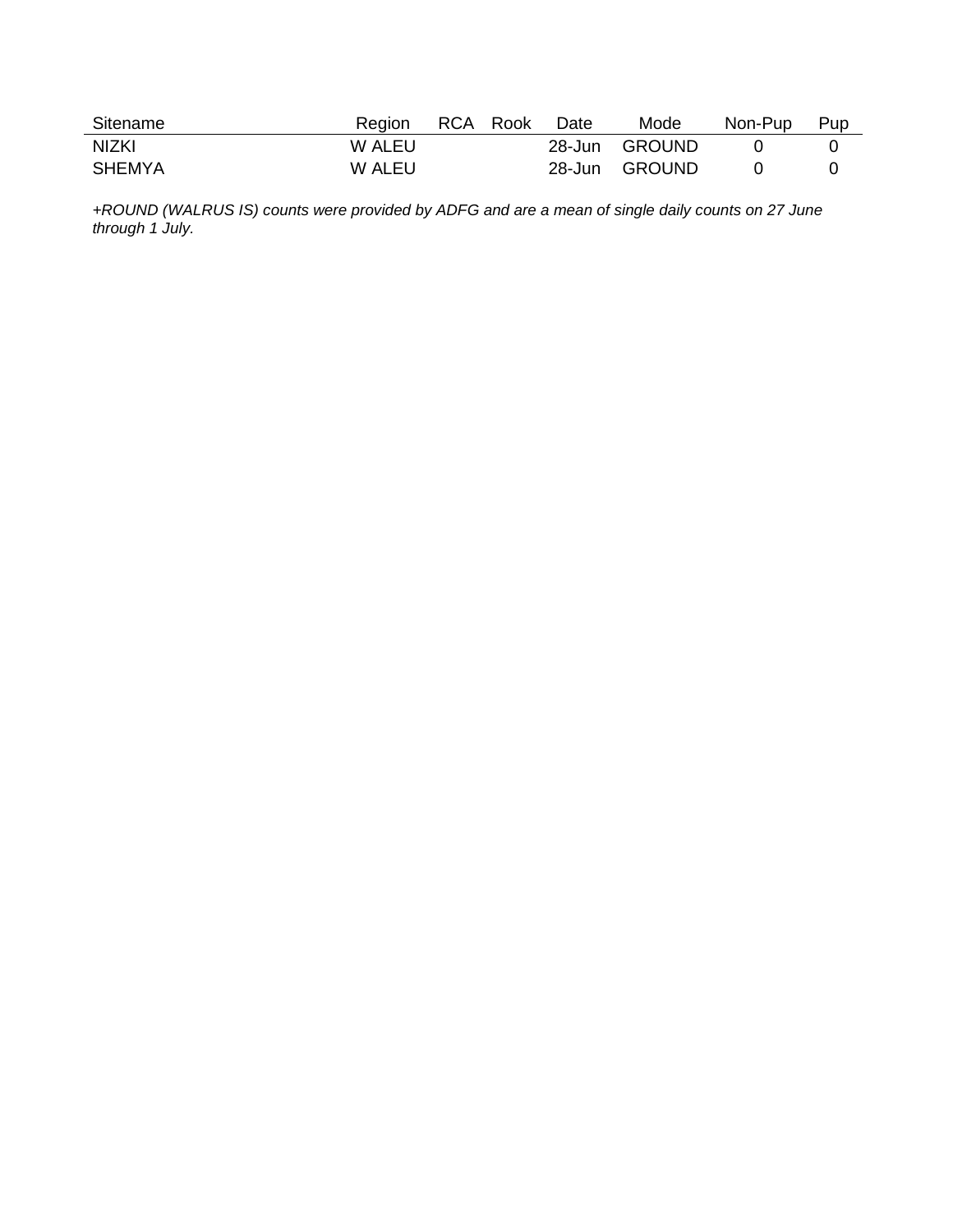| Sitename | Region | RCA | Rook | Date | Mode | Non-Pup | Pup |
|---|---|---|---|---|---|---|---|
| NIZKI | W ALEU | | | 28-Jun | GROUND | 0 | 0 |
| SHEMYA | W ALEU | | | 28-Jun | GROUND | 0 | 0 |

*+ROUND (WALRUS IS) counts were provided by ADFG and are a mean of single daily counts on 27 June through 1 July.*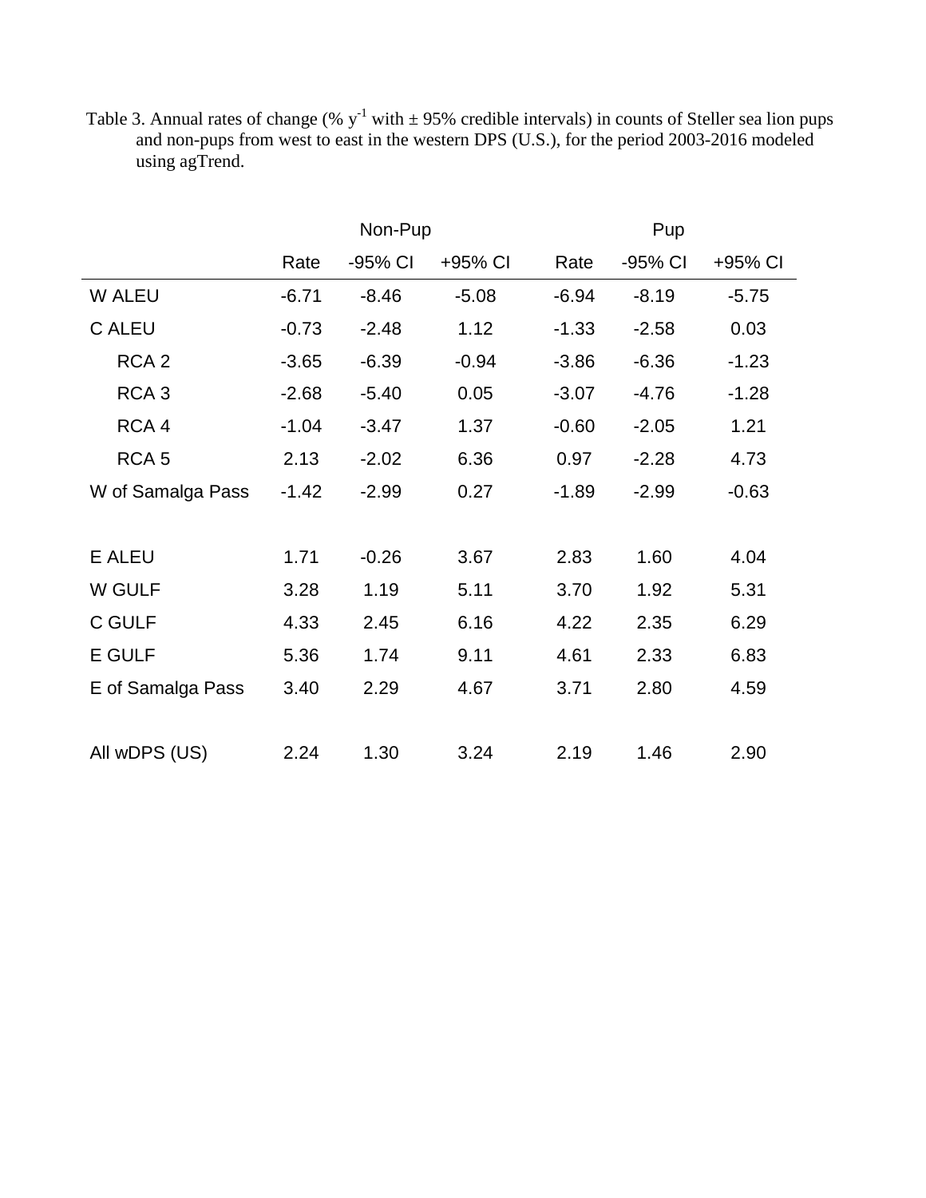Table 3. Annual rates of change (% $y^{-1}$ with ± 95% credible intervals) in counts of Steller sea lion pups and non-pups from west to east in the western DPS (U.S.), for the period 2003-2016 modeled using agTrend.

| | Non-Pup | | | Pup | | |
|---|---|---|---|---|---|---|
| | Rate | -95% CI | +95% CI | Rate | -95% CI | +95% CI |
| W ALEU | -6.71 | -8.46 | -5.08 | -6.94 | -8.19 | -5.75 |
| C ALEU | -0.73 | -2.48 | 1.12 | -1.33 | -2.58 | 0.03 |
| RCA 2 | -3.65 | -6.39 | -0.94 | -3.86 | -6.36 | -1.23 |
| RCA 3 | -2.68 | -5.40 | 0.05 | -3.07 | -4.76 | -1.28 |
| RCA 4 | -1.04 | -3.47 | 1.37 | -0.60 | -2.05 | 1.21 |
| RCA 5 | 2.13 | -2.02 | 6.36 | 0.97 | -2.28 | 4.73 |
| W of Samalga Pass | -1.42 | -2.99 | 0.27 | -1.89 | -2.99 | -0.63 |
| | | | | | | |
| E ALEU | 1.71 | -0.26 | 3.67 | 2.83 | 1.60 | 4.04 |
| W GULF | 3.28 | 1.19 | 5.11 | 3.70 | 1.92 | 5.31 |
| C GULF | 4.33 | 2.45 | 6.16 | 4.22 | 2.35 | 6.29 |
| E GULF | 5.36 | 1.74 | 9.11 | 4.61 | 2.33 | 6.83 |
| E of Samalga Pass | 3.40 | 2.29 | 4.67 | 3.71 | 2.80 | 4.59 |
| | | | | | | |
| All wDPS (US) | 2.24 | 1.30 | 3.24 | 2.19 | 1.46 | 2.90 |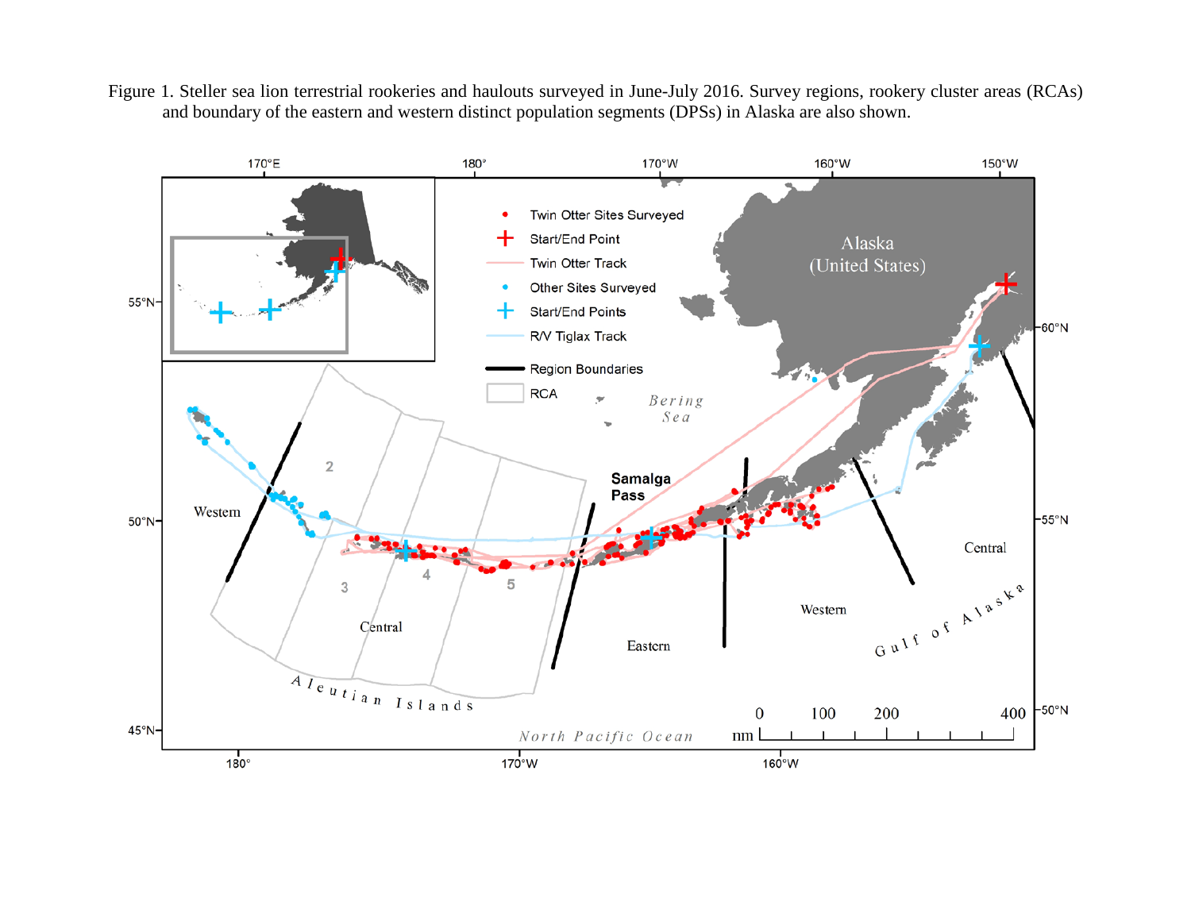Figure 1. Steller sea lion terrestrial rookeries and haulouts surveyed in June-July 2016. Survey regions, rookery cluster areas (RCAs) and boundary of the eastern and western distinct population segments (DPSs) in Alaska are also shown.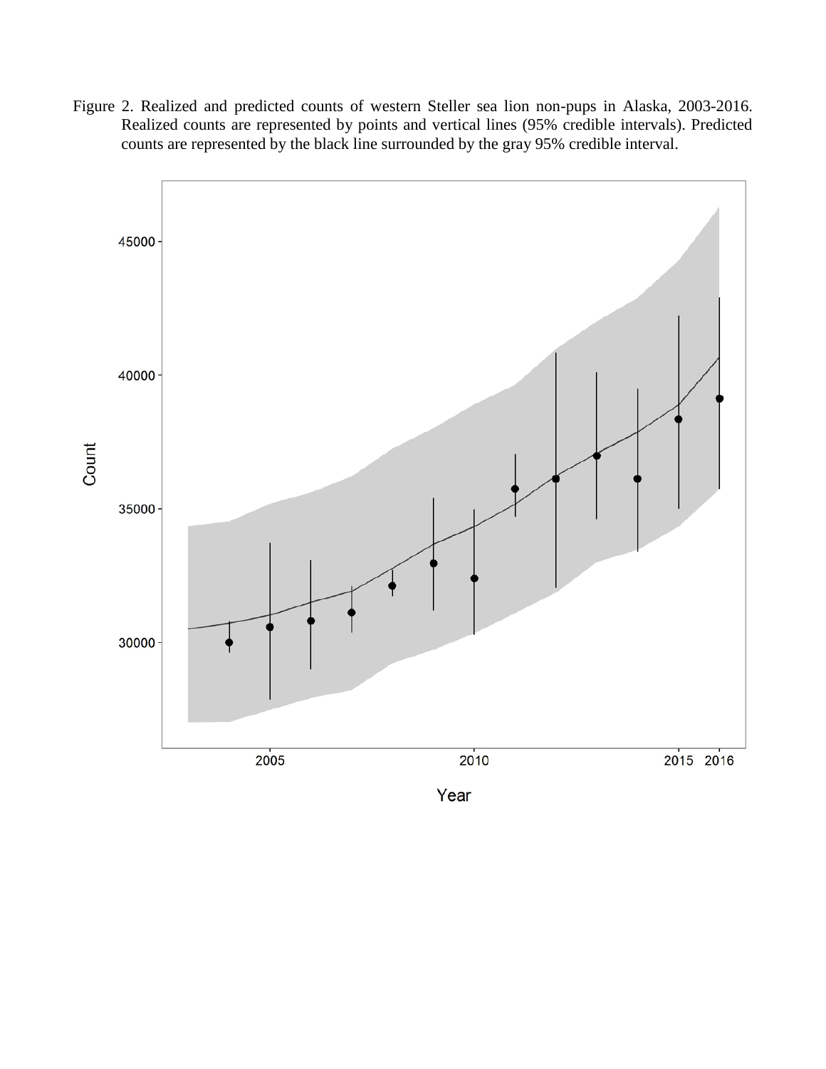Figure 2. Realized and predicted counts of western Steller sea lion non-pups in Alaska, 2003-2016. Realized counts are represented by points and vertical lines (95% credible intervals). Predicted counts are represented by the black line surrounded by the gray 95% credible interval.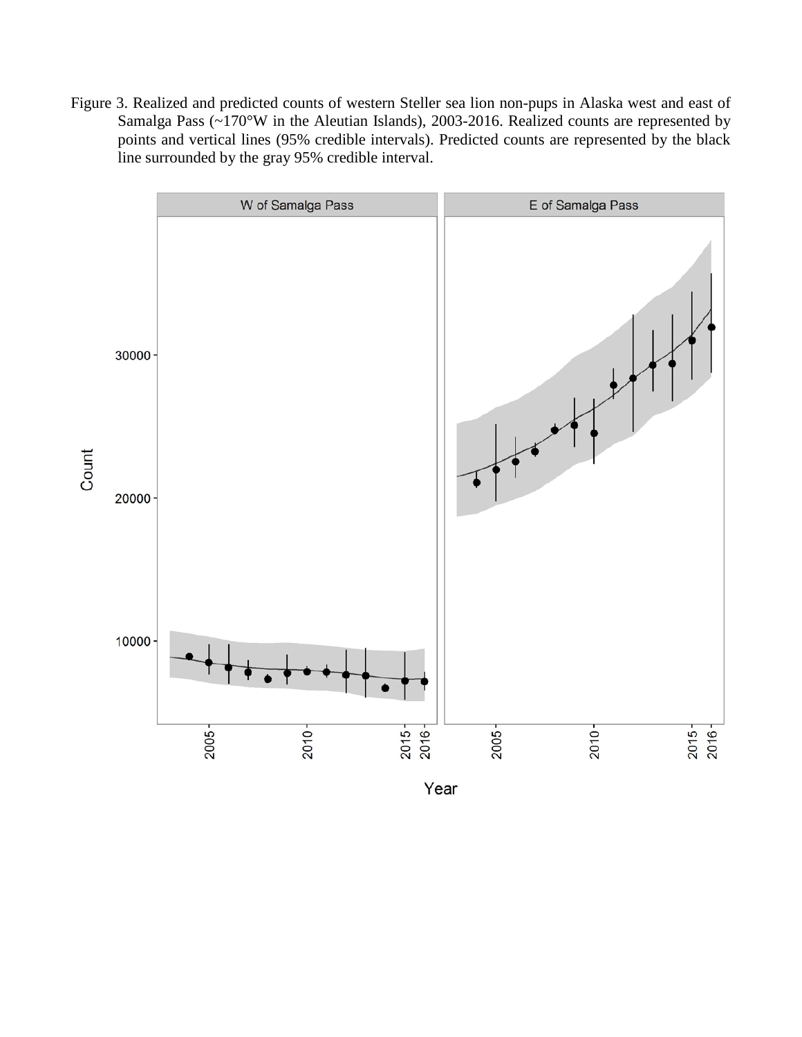Figure 3. Realized and predicted counts of western Steller sea lion non-pups in Alaska west and east of Samalga Pass (~170°W in the Aleutian Islands), 2003-2016. Realized counts are represented by points and vertical lines (95% credible intervals). Predicted counts are represented by the black line surrounded by the gray 95% credible interval.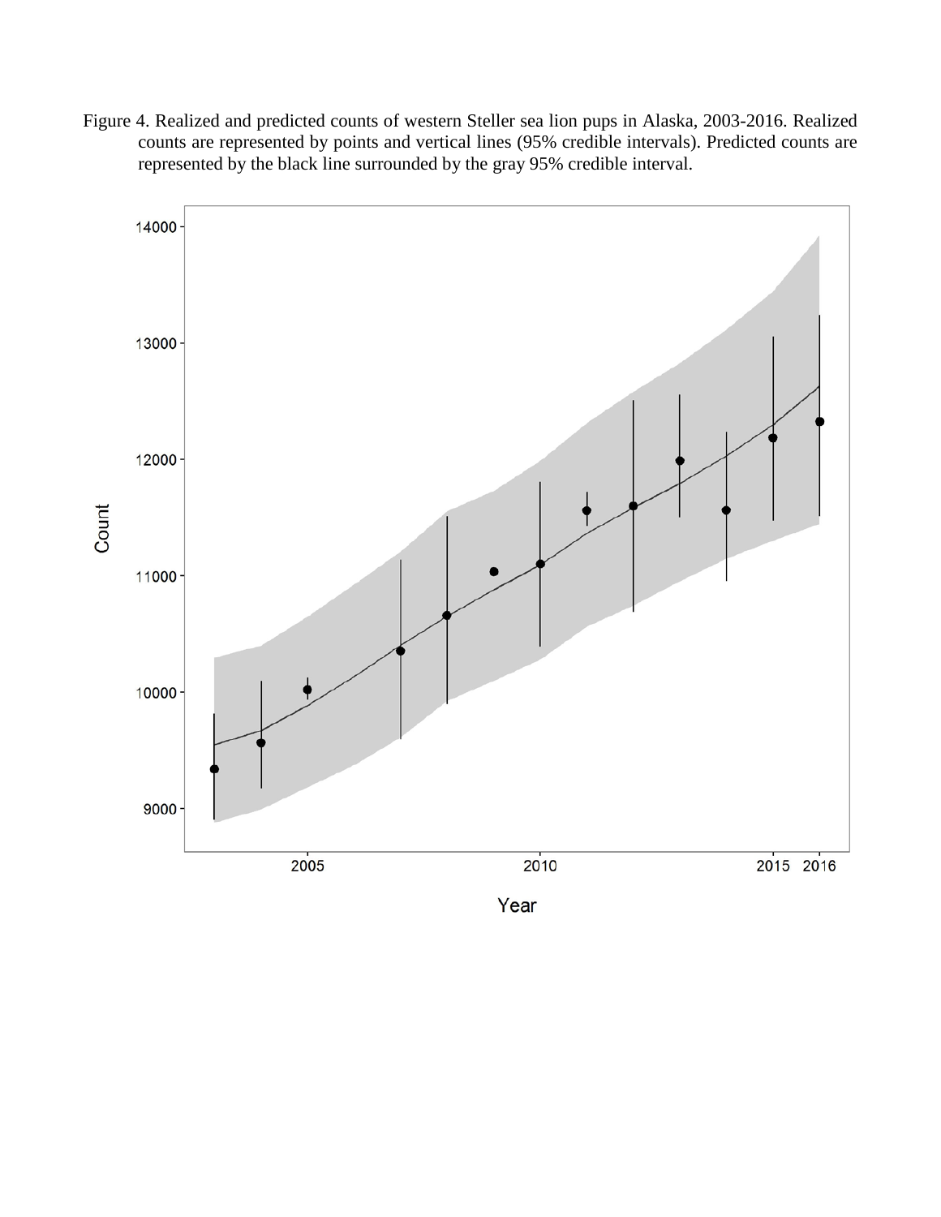Figure 4. Realized and predicted counts of western Steller sea lion pups in Alaska, 2003-2016. Realized counts are represented by points and vertical lines (95% credible intervals). Predicted counts are represented by the black line surrounded by the gray 95% credible interval.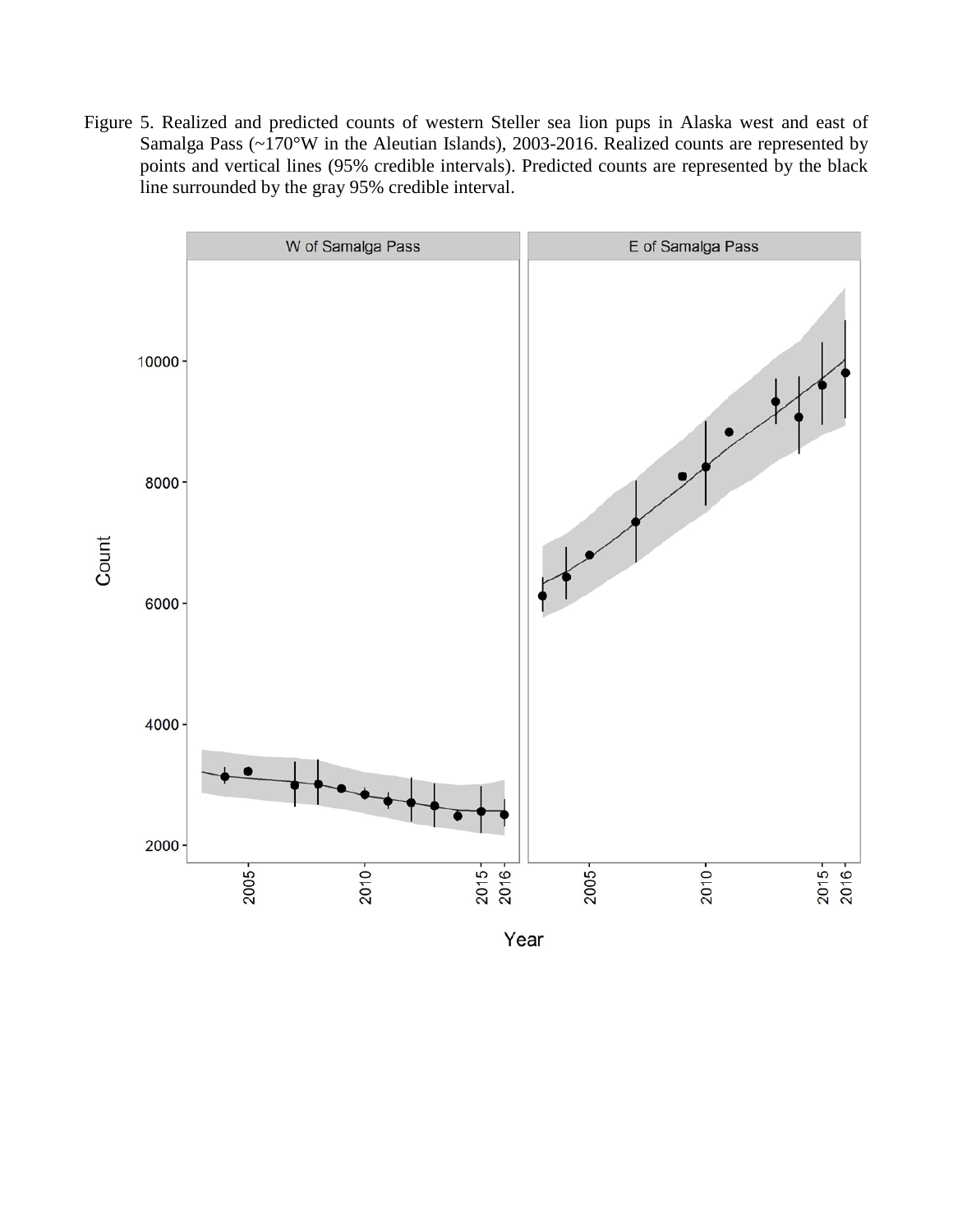Figure 5. Realized and predicted counts of western Steller sea lion pups in Alaska west and east of Samalga Pass (~170°W in the Aleutian Islands), 2003-2016. Realized counts are represented by points and vertical lines (95% credible intervals). Predicted counts are represented by the black line surrounded by the gray 95% credible interval.

W of Samalga Pass

E of Samalga Pass

Count

10000

8000

6000

4000

2000

2005

2010

2015

2016

2005

2010

2015

2016

Year